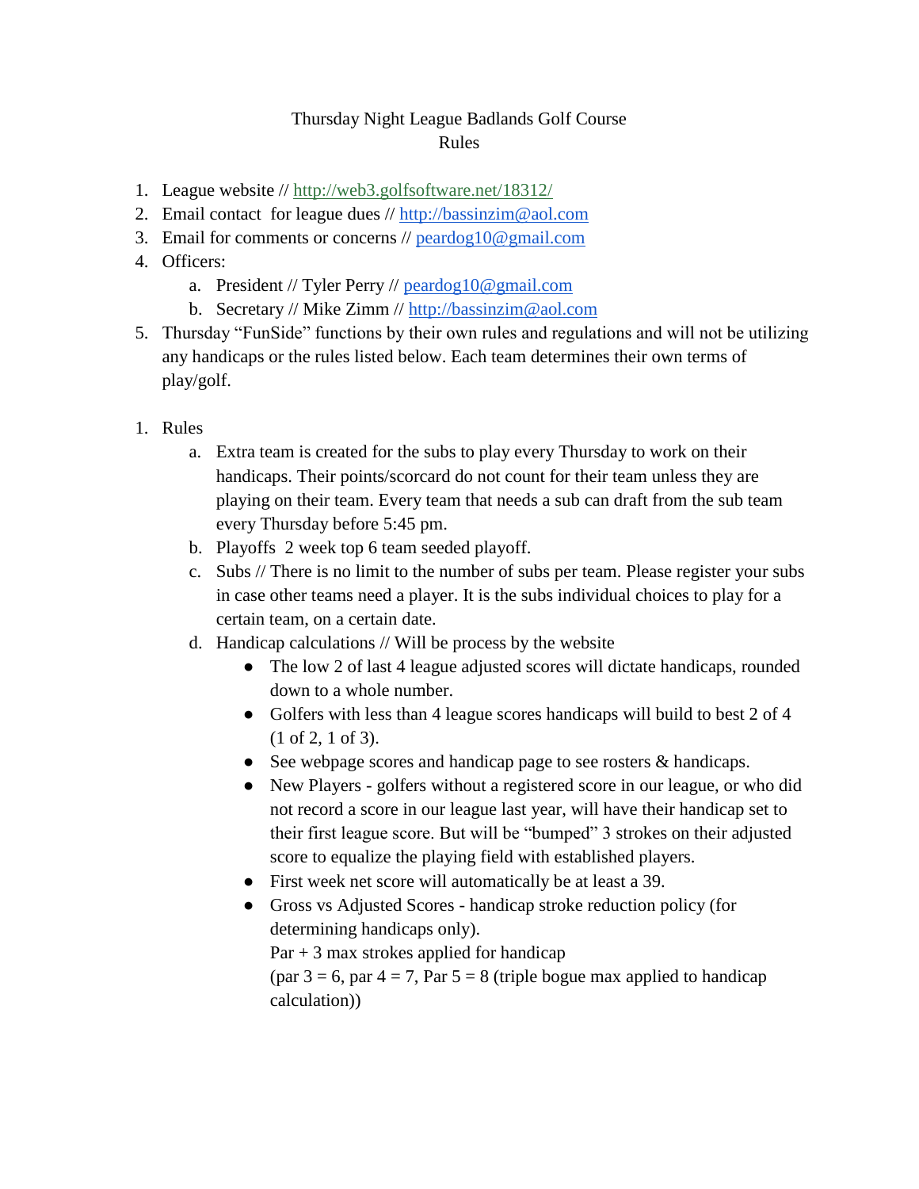# Thursday Night League Badlands Golf Course
## Rules

1. League website // http://web3.golfsoftware.net/18312/
2. Email contact for league dues // http://bassinzim@aol.com
3. Email for comments or concerns // peardog10@gmail.com
4. Officers:
   a. President // Tyler Perry // peardog10@gmail.com
   b. Secretary // Mike Zimm // http://bassinzim@aol.com
5. Thursday "FunSide" functions by their own rules and regulations and will not be utilizing any handicaps or the rules listed below. Each team determines their own terms of play/golf.

1. Rules
   a. Extra team is created for the subs to play every Thursday to work on their handicaps. Their points/scorcard do not count for their team unless they are playing on their team. Every team that needs a sub can draft from the sub team every Thursday before 5:45 pm.
   b. Playoffs 2 week top 6 team seeded playoff.
   c. Subs // There is no limit to the number of subs per team. Please register your subs in case other teams need a player. It is the subs individual choices to play for a certain team, on a certain date.
   d. Handicap calculations // Will be process by the website
      - The low 2 of last 4 league adjusted scores will dictate handicaps, rounded down to a whole number.
      - Golfers with less than 4 league scores handicaps will build to best 2 of 4 (1 of 2, 1 of 3).
      - See webpage scores and handicap page to see rosters & handicaps.
      - New Players - golfers without a registered score in our league, or who did not record a score in our league last year, will have their handicap set to their first league score. But will be "bumped" 3 strokes on their adjusted score to equalize the playing field with established players.
      - First week net score will automatically be at least a 39.
      - Gross vs Adjusted Scores - handicap stroke reduction policy (for determining handicaps only).
        Par + 3 max strokes applied for handicap
        (par 3 = 6, par 4 = 7, Par 5 = 8 (triple bogue max applied to handicap calculation))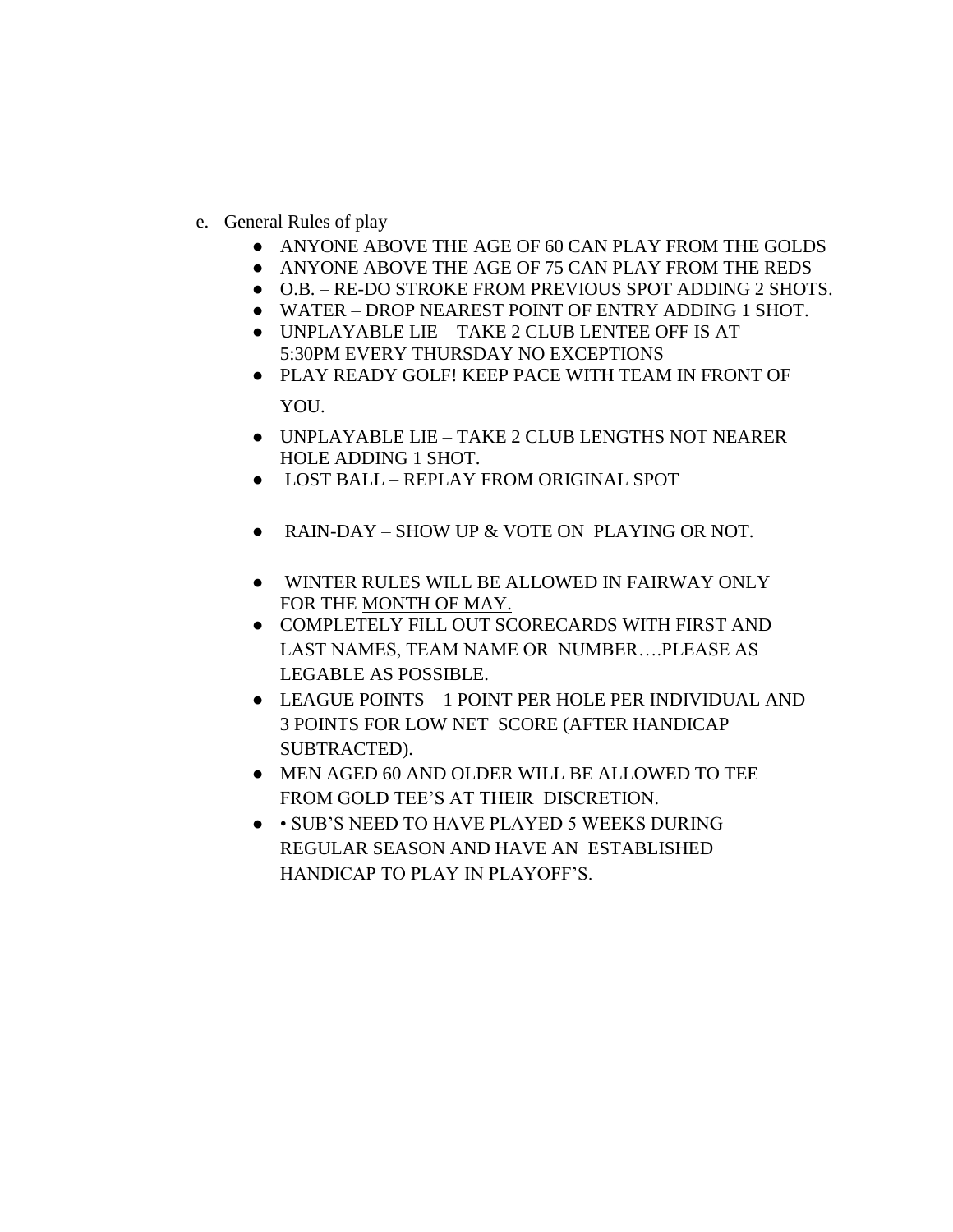e. General Rules of play

- ANYONE ABOVE THE AGE OF 60 CAN PLAY FROM THE GOLDS
- ANYONE ABOVE THE AGE OF 75 CAN PLAY FROM THE REDS
- O.B. – RE-DO STROKE FROM PREVIOUS SPOT ADDING 2 SHOTS.
- WATER – DROP NEAREST POINT OF ENTRY ADDING 1 SHOT.
- UNPLAYABLE LIE – TAKE 2 CLUB LENTEE OFF IS AT 5:30PM EVERY THURSDAY NO EXCEPTIONS
- PLAY READY GOLF! KEEP PACE WITH TEAM IN FRONT OF YOU.
- UNPLAYABLE LIE – TAKE 2 CLUB LENGTHS NOT NEARER HOLE ADDING 1 SHOT.
- LOST BALL – REPLAY FROM ORIGINAL SPOT
- RAIN-DAY – SHOW UP & VOTE ON PLAYING OR NOT.
- WINTER RULES WILL BE ALLOWED IN FAIRWAY ONLY FOR THE <u>MONTH OF MAY.</u>
- COMPLETELY FILL OUT SCORECARDS WITH FIRST AND LAST NAMES, TEAM NAME OR NUMBER….PLEASE AS LEGABLE AS POSSIBLE.
- LEAGUE POINTS – 1 POINT PER HOLE PER INDIVIDUAL AND 3 POINTS FOR LOW NET SCORE (AFTER HANDICAP SUBTRACTED).
- MEN AGED 60 AND OLDER WILL BE ALLOWED TO TEE FROM GOLD TEE'S AT THEIR DISCRETION.
- • SUB'S NEED TO HAVE PLAYED 5 WEEKS DURING REGULAR SEASON AND HAVE AN ESTABLISHED HANDICAP TO PLAY IN PLAYOFF'S.